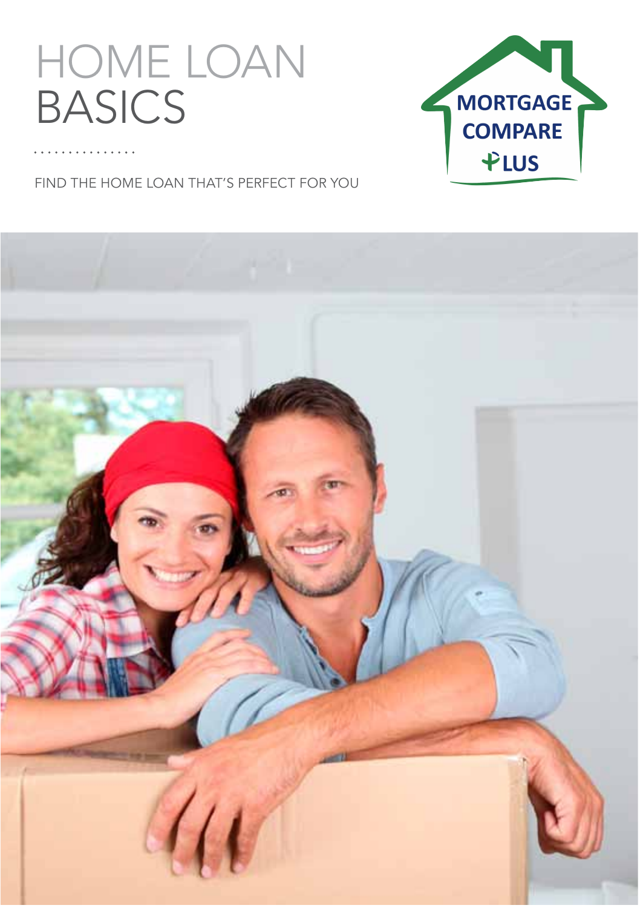# HOME LOAN BASICS

FIND THE HOME LOAN THAT'S PERFECT FOR YOU

MORTGAGE COMPARE PLUS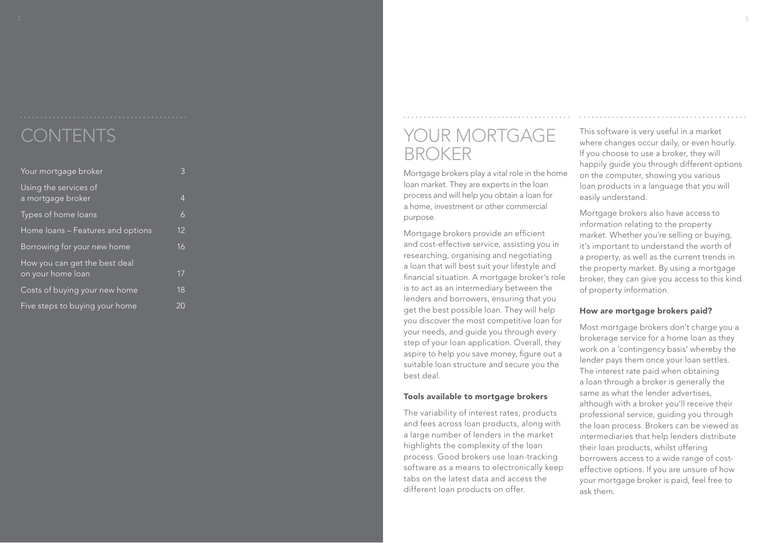# CONTENTS

| | |
|---|---|
| Your mortgage broker | 3 |
| Using the services of a mortgage broker | 4 |
| Types of home loans | 6 |
| Home loans – Features and options | 12 |
| Borrowing for your new home | 16 |
| How you can get the best deal on your home loan | 17 |
| Costs of buying your new home | 18 |
| Five steps to buying your home | 20 |

# YOUR MORTGAGE BROKER

Mortgage brokers play a vital role in the home loan market. They are experts in the loan process and will help you obtain a loan for a home, investment or other commercial purpose.

Mortgage brokers provide an efficient and cost-effective service, assisting you in researching, organising and negotiating a loan that will best suit your lifestyle and financial situation. A mortgage broker's role is to act as an intermediary between the lenders and borrowers, ensuring that you get the best possible loan. They will help you discover the most competitive loan for your needs, and guide you through every step of your loan application. Overall, they aspire to help you save money, figure out a suitable loan structure and secure you the best deal.

### Tools available to mortgage brokers

The variability of interest rates, products and fees across loan products, along with a large number of lenders in the market highlights the complexity of the loan process. Good brokers use loan-tracking software as a means to electronically keep tabs on the latest data and access the different loan products on offer.

This software is very useful in a market where changes occur daily, or even hourly. If you choose to use a broker, they will happily guide you through different options on the computer, showing you various loan products in a language that you will easily understand.

Mortgage brokers also have access to information relating to the property market. Whether you're selling or buying, it's important to understand the worth of a property, as well as the current trends in the property market. By using a mortgage broker, they can give you access to this kind of property information.

### How are mortgage brokers paid?

Most mortgage brokers don't charge you a brokerage service for a home loan as they work on a 'contingency basis' whereby the lender pays them once your loan settles. The interest rate paid when obtaining a loan through a broker is generally the same as what the lender advertises, although with a broker you'll receive their professional service, guiding you through the loan process. Brokers can be viewed as intermediaries that help lenders distribute their loan products, whilst offering borrowers access to a wide range of cost-effective options. If you are unsure of how your mortgage broker is paid, feel free to ask them.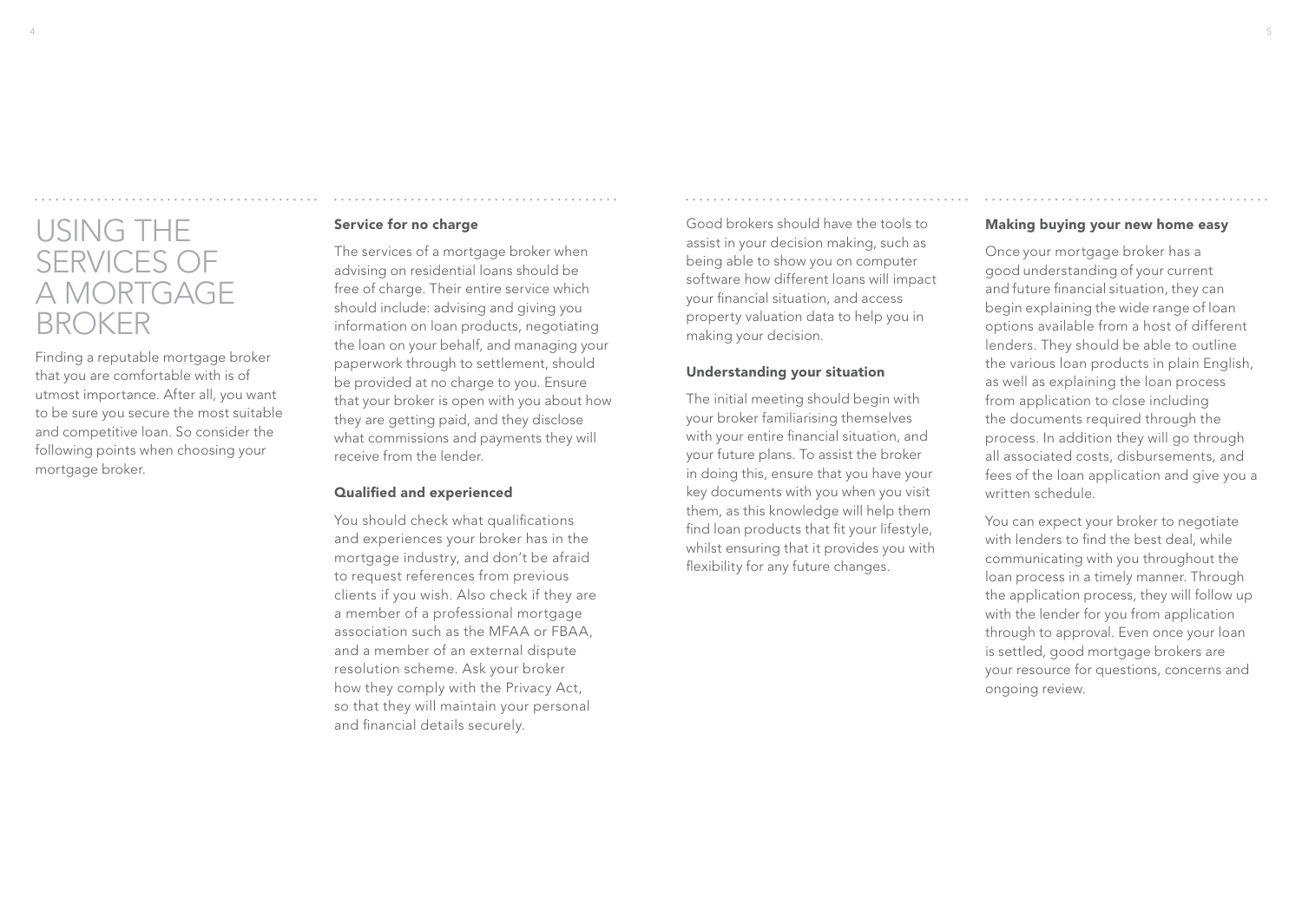# USING THE SERVICES OF A MORTGAGE BROKER

Finding a reputable mortgage broker that you are comfortable with is of utmost importance. After all, you want to be sure you secure the most suitable and competitive loan. So consider the following points when choosing your mortgage broker.

### Service for no charge

The services of a mortgage broker when advising on residential loans should be free of charge. Their entire service which should include: advising and giving you information on loan products, negotiating the loan on your behalf, and managing your paperwork through to settlement, should be provided at no charge to you. Ensure that your broker is open with you about how they are getting paid, and they disclose what commissions and payments they will receive from the lender.

### Qualified and experienced

You should check what qualifications and experiences your broker has in the mortgage industry, and don't be afraid to request references from previous clients if you wish. Also check if they are a member of a professional mortgage association such as the MFAA or FBAA, and a member of an external dispute resolution scheme. Ask your broker how they comply with the Privacy Act, so that they will maintain your personal and financial details securely.

Good brokers should have the tools to assist in your decision making, such as being able to show you on computer software how different loans will impact your financial situation, and access property valuation data to help you in making your decision.

### Understanding your situation

The initial meeting should begin with your broker familiarising themselves with your entire financial situation, and your future plans. To assist the broker in doing this, ensure that you have your key documents with you when you visit them, as this knowledge will help them find loan products that fit your lifestyle, whilst ensuring that it provides you with flexibility for any future changes.

### Making buying your new home easy

Once your mortgage broker has a good understanding of your current and future financial situation, they can begin explaining the wide range of loan options available from a host of different lenders. They should be able to outline the various loan products in plain English, as well as explaining the loan process from application to close including the documents required through the process. In addition they will go through all associated costs, disbursements, and fees of the loan application and give you a written schedule.

You can expect your broker to negotiate with lenders to find the best deal, while communicating with you throughout the loan process in a timely manner. Through the application process, they will follow up with the lender for you from application through to approval. Even once your loan is settled, good mortgage brokers are your resource for questions, concerns and ongoing review.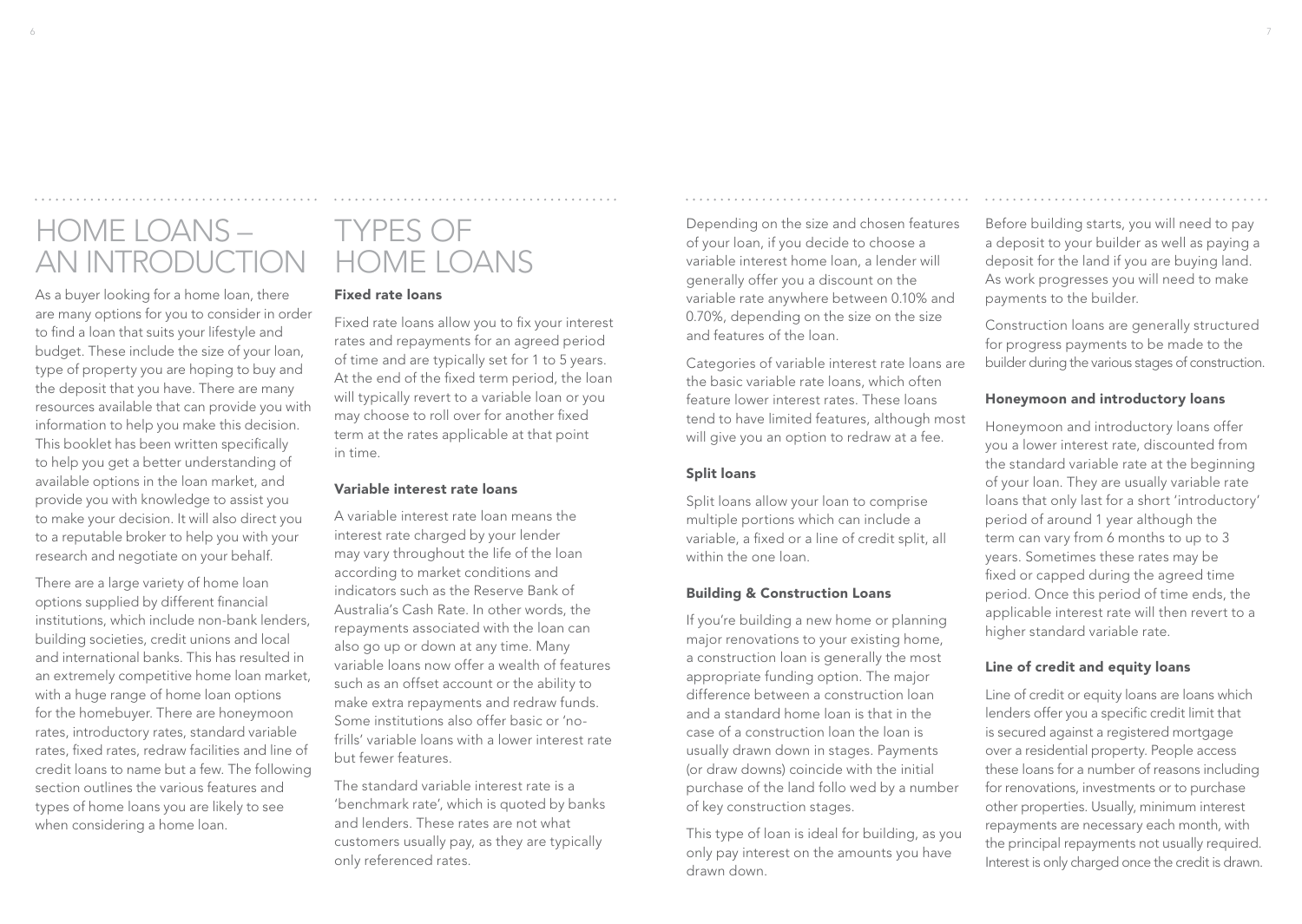# HOME LOANS – AN INTRODUCTION

As a buyer looking for a home loan, there are many options for you to consider in order to find a loan that suits your lifestyle and budget. These include the size of your loan, type of property you are hoping to buy and the deposit that you have. There are many resources available that can provide you with information to help you make this decision. This booklet has been written specifically to help you get a better understanding of available options in the loan market, and provide you with knowledge to assist you to make your decision. It will also direct you to a reputable broker to help you with your research and negotiate on your behalf.

There are a large variety of home loan options supplied by different financial institutions, which include non-bank lenders, building societies, credit unions and local and international banks. This has resulted in an extremely competitive home loan market, with a huge range of home loan options for the homebuyer. There are honeymoon rates, introductory rates, standard variable rates, fixed rates, redraw facilities and line of credit loans to name but a few. The following section outlines the various features and types of home loans you are likely to see when considering a home loan.

# TYPES OF HOME LOANS

### Fixed rate loans

Fixed rate loans allow you to fix your interest rates and repayments for an agreed period of time and are typically set for 1 to 5 years. At the end of the fixed term period, the loan will typically revert to a variable loan or you may choose to roll over for another fixed term at the rates applicable at that point in time.

### Variable interest rate loans

A variable interest rate loan means the interest rate charged by your lender may vary throughout the life of the loan according to market conditions and indicators such as the Reserve Bank of Australia's Cash Rate. In other words, the repayments associated with the loan can also go up or down at any time. Many variable loans now offer a wealth of features such as an offset account or the ability to make extra repayments and redraw funds. Some institutions also offer basic or 'no-frills' variable loans with a lower interest rate but fewer features.

The standard variable interest rate is a 'benchmark rate', which is quoted by banks and lenders. These rates are not what customers usually pay, as they are typically only referenced rates.

Depending on the size and chosen features of your loan, if you decide to choose a variable interest home loan, a lender will generally offer you a discount on the variable rate anywhere between 0.10% and 0.70%, depending on the size on the size and features of the loan.

Categories of variable interest rate loans are the basic variable rate loans, which often feature lower interest rates. These loans tend to have limited features, although most will give you an option to redraw at a fee.

### Split loans

Split loans allow your loan to comprise multiple portions which can include a variable, a fixed or a line of credit split, all within the one loan.

### Building & Construction Loans

If you're building a new home or planning major renovations to your existing home, a construction loan is generally the most appropriate funding option. The major difference between a construction loan and a standard home loan is that in the case of a construction loan the loan is usually drawn down in stages. Payments (or draw downs) coincide with the initial purchase of the land follo wed by a number of key construction stages.

This type of loan is ideal for building, as you only pay interest on the amounts you have drawn down.

Before building starts, you will need to pay a deposit to your builder as well as paying a deposit for the land if you are buying land. As work progresses you will need to make payments to the builder.

Construction loans are generally structured for progress payments to be made to the builder during the various stages of construction.

### Honeymoon and introductory loans

Honeymoon and introductory loans offer you a lower interest rate, discounted from the standard variable rate at the beginning of your loan. They are usually variable rate loans that only last for a short 'introductory' period of around 1 year although the term can vary from 6 months to up to 3 years. Sometimes these rates may be fixed or capped during the agreed time period. Once this period of time ends, the applicable interest rate will then revert to a higher standard variable rate.

### Line of credit and equity loans

Line of credit or equity loans are loans which lenders offer you a specific credit limit that is secured against a registered mortgage over a residential property. People access these loans for a number of reasons including for renovations, investments or to purchase other properties. Usually, minimum interest repayments are necessary each month, with the principal repayments not usually required. Interest is only charged once the credit is drawn.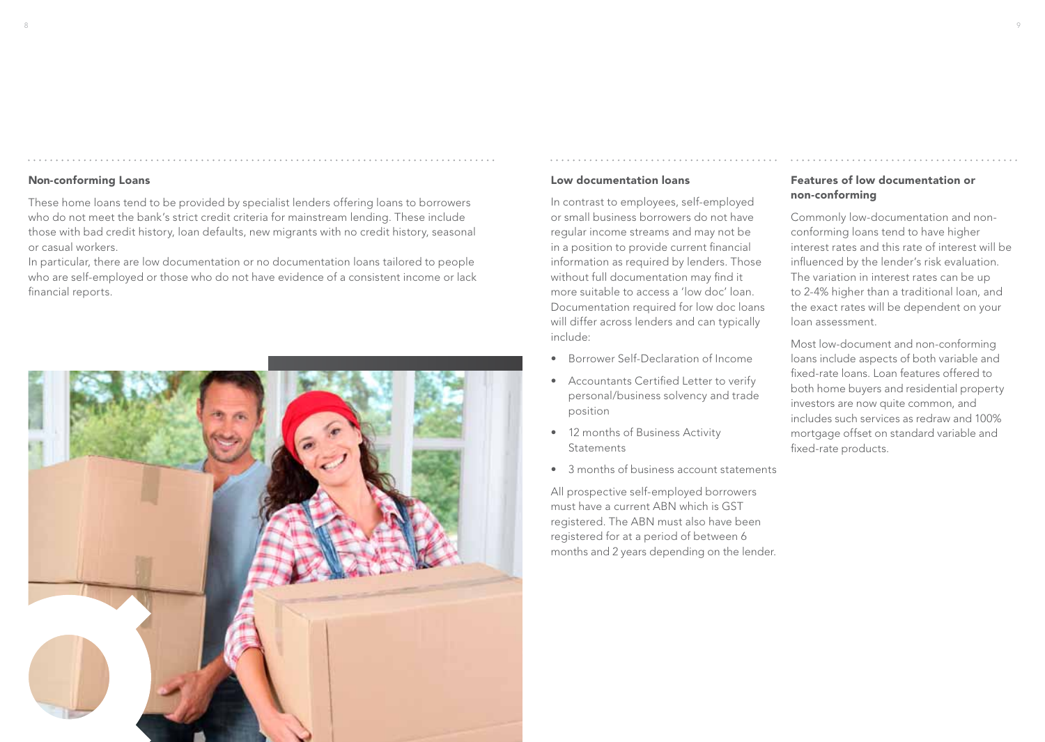## Non-conforming Loans

These home loans tend to be provided by specialist lenders offering loans to borrowers who do not meet the bank's strict credit criteria for mainstream lending. These include those with bad credit history, loan defaults, new migrants with no credit history, seasonal or casual workers.

In particular, there are low documentation or no documentation loans tailored to people who are self-employed or those who do not have evidence of a consistent income or lack financial reports.

## Low documentation loans

In contrast to employees, self-employed or small business borrowers do not have regular income streams and may not be in a position to provide current financial information as required by lenders. Those without full documentation may find it more suitable to access a 'low doc' loan. Documentation required for low doc loans will differ across lenders and can typically include:

- Borrower Self-Declaration of Income
- Accountants Certified Letter to verify personal/business solvency and trade position
- 12 months of Business Activity Statements
- 3 months of business account statements

All prospective self-employed borrowers must have a current ABN which is GST registered. The ABN must also have been registered for at a period of between 6 months and 2 years depending on the lender.

## Features of low documentation or non-conforming

Commonly low-documentation and non-conforming loans tend to have higher interest rates and this rate of interest will be influenced by the lender's risk evaluation. The variation in interest rates can be up to 2-4% higher than a traditional loan, and the exact rates will be dependent on your loan assessment.

Most low-document and non-conforming loans include aspects of both variable and fixed-rate loans. Loan features offered to both home buyers and residential property investors are now quite common, and includes such services as redraw and 100% mortgage offset on standard variable and fixed-rate products.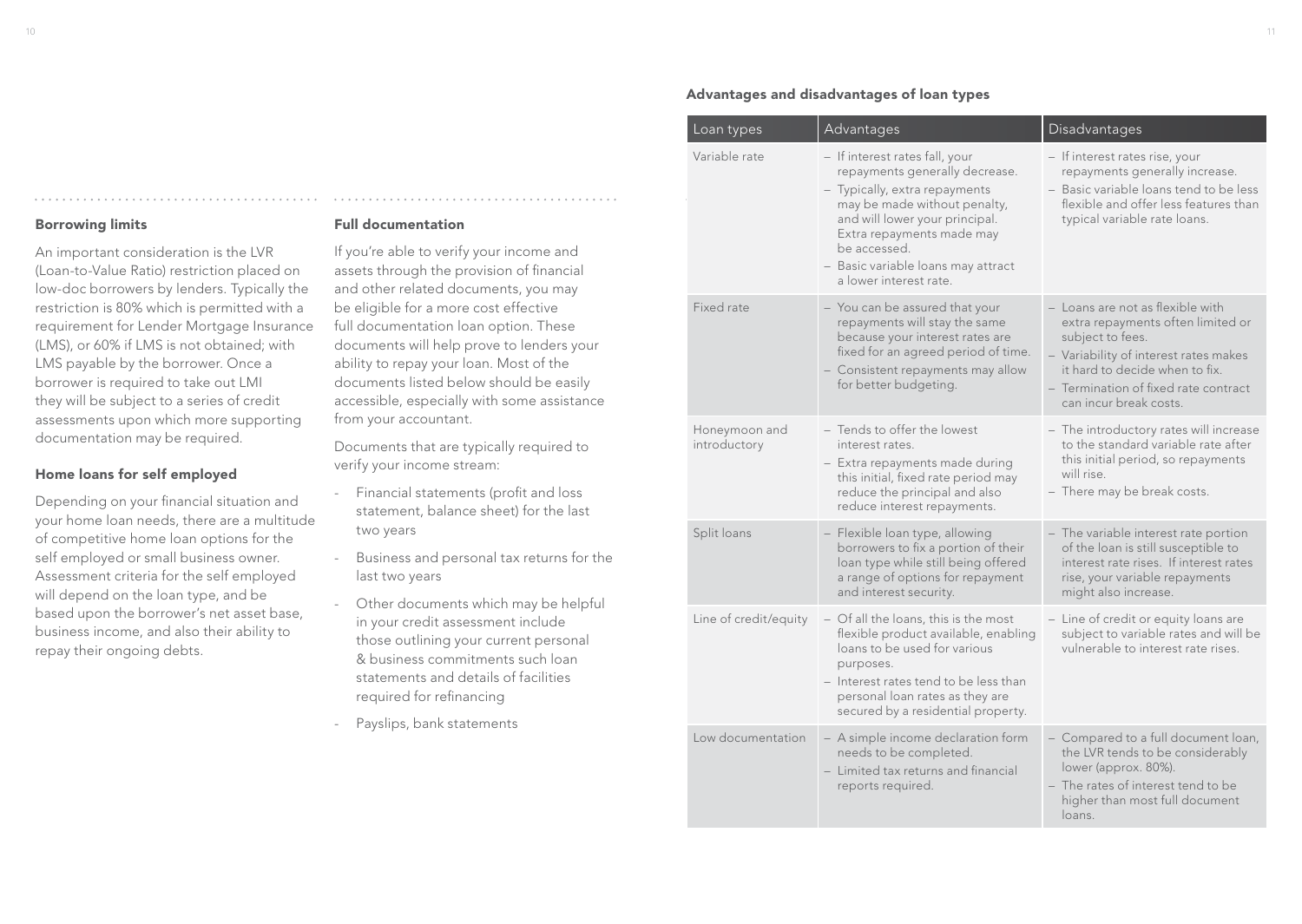### Borrowing limits

An important consideration is the LVR (Loan-to-Value Ratio) restriction placed on low-doc borrowers by lenders. Typically the restriction is 80% which is permitted with a requirement for Lender Mortgage Insurance (LMS), or 60% if LMS is not obtained; with LMS payable by the borrower. Once a borrower is required to take out LMI they will be subject to a series of credit assessments upon which more supporting documentation may be required.

### Home loans for self employed

Depending on your financial situation and your home loan needs, there are a multitude of competitive home loan options for the self employed or small business owner. Assessment criteria for the self employed will depend on the loan type, and be based upon the borrower's net asset base, business income, and also their ability to repay their ongoing debts.

### Full documentation

If you're able to verify your income and assets through the provision of financial and other related documents, you may be eligible for a more cost effective full documentation loan option. These documents will help prove to lenders your ability to repay your loan. Most of the documents listed below should be easily accessible, especially with some assistance from your accountant.

Documents that are typically required to verify your income stream:

- Financial statements (profit and loss statement, balance sheet) for the last two years
- Business and personal tax returns for the last two years
- Other documents which may be helpful in your credit assessment include those outlining your current personal & business commitments such loan statements and details of facilities required for refinancing
- Payslips, bank statements

### Advantages and disadvantages of loan types

| Loan types | Advantages | Disadvantages |
|---|---|---|
| Variable rate | – If interest rates fall, your repayments generally decrease.<br>– Typically, extra repayments may be made without penalty, and will lower your principal. Extra repayments made may be accessed.<br>– Basic variable loans may attract a lower interest rate. | – If interest rates rise, your repayments generally increase.<br>– Basic variable loans tend to be less flexible and offer less features than typical variable rate loans. |
| Fixed rate | – You can be assured that your repayments will stay the same because your interest rates are fixed for an agreed period of time.<br>– Consistent repayments may allow for better budgeting. | – Loans are not as flexible with extra repayments often limited or subject to fees.<br>– Variability of interest rates makes it hard to decide when to fix.<br>– Termination of fixed rate contract can incur break costs. |
| Honeymoon and introductory | – Tends to offer the lowest interest rates.<br>– Extra repayments made during this initial, fixed rate period may reduce the principal and also reduce interest repayments. | – The introductory rates will increase to the standard variable rate after this initial period, so repayments will rise.<br>– There may be break costs. |
| Split loans | – Flexible loan type, allowing borrowers to fix a portion of their loan type while still being offered a range of options for repayment and interest security. | – The variable interest rate portion of the loan is still susceptible to interest rate rises. If interest rates rise, your variable repayments might also increase. |
| Line of credit/equity | – Of all the loans, this is the most flexible product available, enabling loans to be used for various purposes.<br>– Interest rates tend to be less than personal loan rates as they are secured by a residential property. | – Line of credit or equity loans are subject to variable rates and will be vulnerable to interest rate rises. |
| Low documentation | – A simple income declaration form needs to be completed.<br>– Limited tax returns and financial reports required. | – Compared to a full document loan, the LVR tends to be considerably lower (approx. 80%).<br>– The rates of interest tend to be higher than most full document loans. |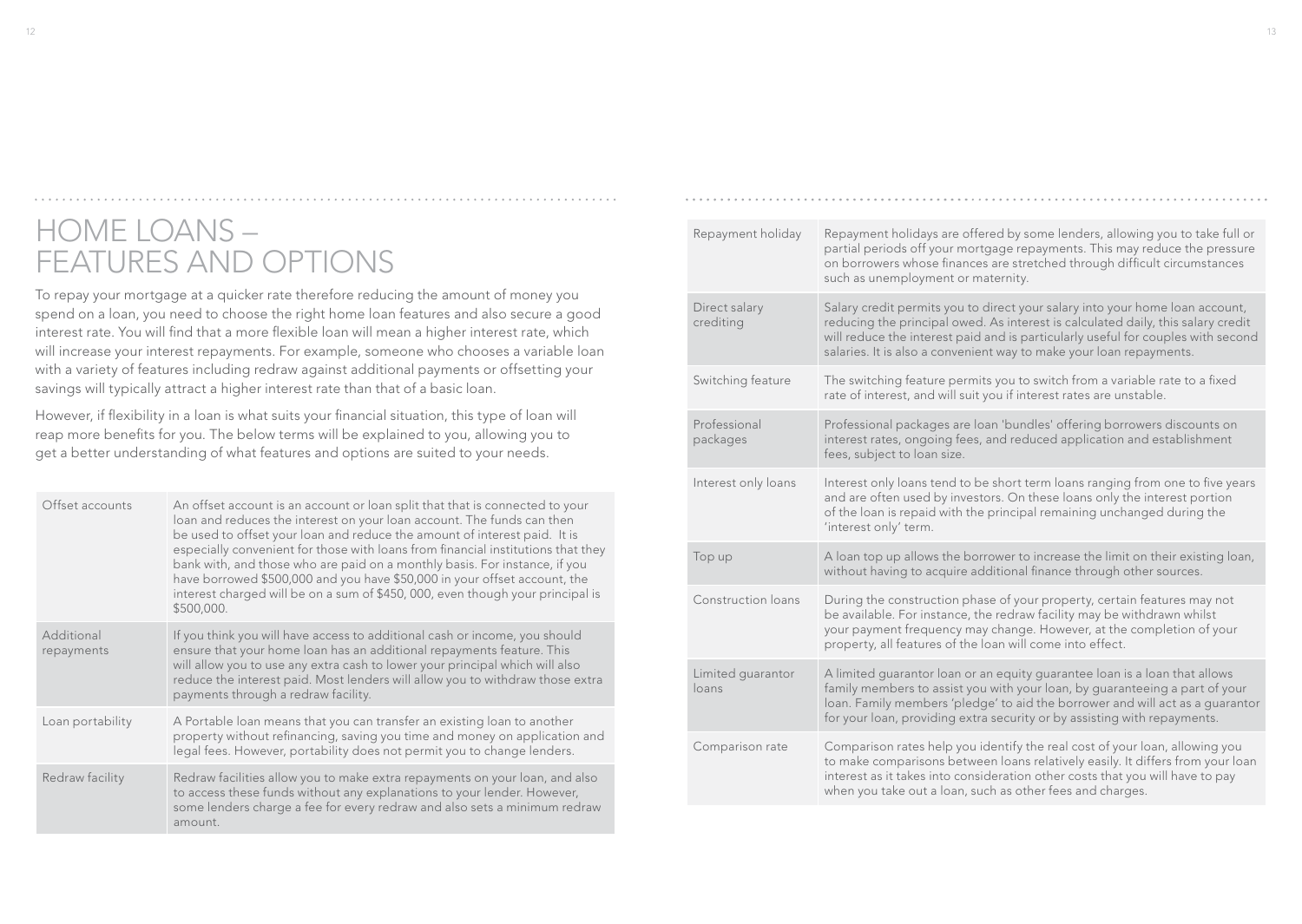# HOME LOANS – FEATURES AND OPTIONS

To repay your mortgage at a quicker rate therefore reducing the amount of money you spend on a loan, you need to choose the right home loan features and also secure a good interest rate. You will find that a more flexible loan will mean a higher interest rate, which will increase your interest repayments. For example, someone who chooses a variable loan with a variety of features including redraw against additional payments or offsetting your savings will typically attract a higher interest rate than that of a basic loan.

However, if flexibility in a loan is what suits your financial situation, this type of loan will reap more benefits for you. The below terms will be explained to you, allowing you to get a better understanding of what features and options are suited to your needs.

| | |
|---|---|
| Offset accounts | An offset account is an account or loan split that that is connected to your loan and reduces the interest on your loan account. The funds can then be used to offset your loan and reduce the amount of interest paid. It is especially convenient for those with loans from financial institutions that they bank with, and those who are paid on a monthly basis. For instance, if you have borrowed $500,000 and you have $50,000 in your offset account, the interest charged will be on a sum of $450, 000, even though your principal is $500,000. |
| Additional repayments | If you think you will have access to additional cash or income, you should ensure that your home loan has an additional repayments feature. This will allow you to use any extra cash to lower your principal which will also reduce the interest paid. Most lenders will allow you to withdraw those extra payments through a redraw facility. |
| Loan portability | A Portable loan means that you can transfer an existing loan to another property without refinancing, saving you time and money on application and legal fees. However, portability does not permit you to change lenders. |
| Redraw facility | Redraw facilities allow you to make extra repayments on your loan, and also to access these funds without any explanations to your lender. However, some lenders charge a fee for every redraw and also sets a minimum redraw amount. |
| Repayment holiday | Repayment holidays are offered by some lenders, allowing you to take full or partial periods off your mortgage repayments. This may reduce the pressure on borrowers whose finances are stretched through difficult circumstances such as unemployment or maternity. |
| Direct salary crediting | Salary credit permits you to direct your salary into your home loan account, reducing the principal owed. As interest is calculated daily, this salary credit will reduce the interest paid and is particularly useful for couples with second salaries. It is also a convenient way to make your loan repayments. |
| Switching feature | The switching feature permits you to switch from a variable rate to a fixed rate of interest, and will suit you if interest rates are unstable. |
| Professional packages | Professional packages are loan 'bundles' offering borrowers discounts on interest rates, ongoing fees, and reduced application and establishment fees, subject to loan size. |
| Interest only loans | Interest only loans tend to be short term loans ranging from one to five years and are often used by investors. On these loans only the interest portion of the loan is repaid with the principal remaining unchanged during the 'interest only' term. |
| Top up | A loan top up allows the borrower to increase the limit on their existing loan, without having to acquire additional finance through other sources. |
| Construction loans | During the construction phase of your property, certain features may not be available. For instance, the redraw facility may be withdrawn whilst your payment frequency may change. However, at the completion of your property, all features of the loan will come into effect. |
| Limited guarantor loans | A limited guarantor loan or an equity guarantee loan is a loan that allows family members to assist you with your loan, by guaranteeing a part of your loan. Family members 'pledge' to aid the borrower and will act as a guarantor for your loan, providing extra security or by assisting with repayments. |
| Comparison rate | Comparison rates help you identify the real cost of your loan, allowing you to make comparisons between loans relatively easily. It differs from your loan interest as it takes into consideration other costs that you will have to pay when you take out a loan, such as other fees and charges. |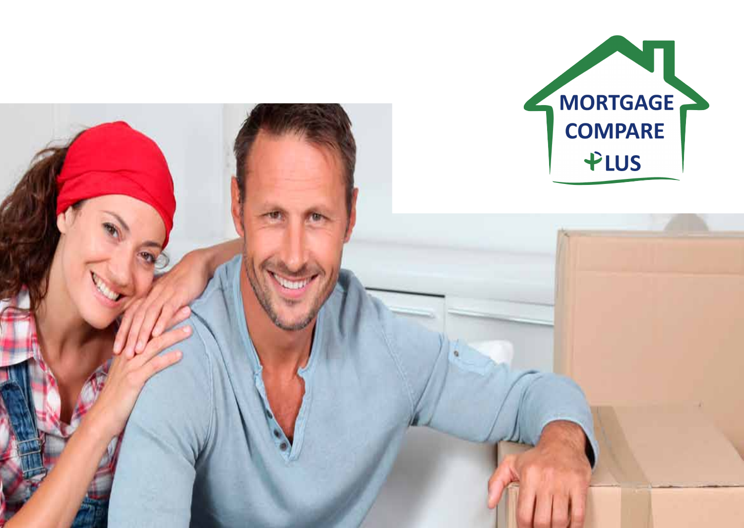MORTGAGE COMPARE PLUS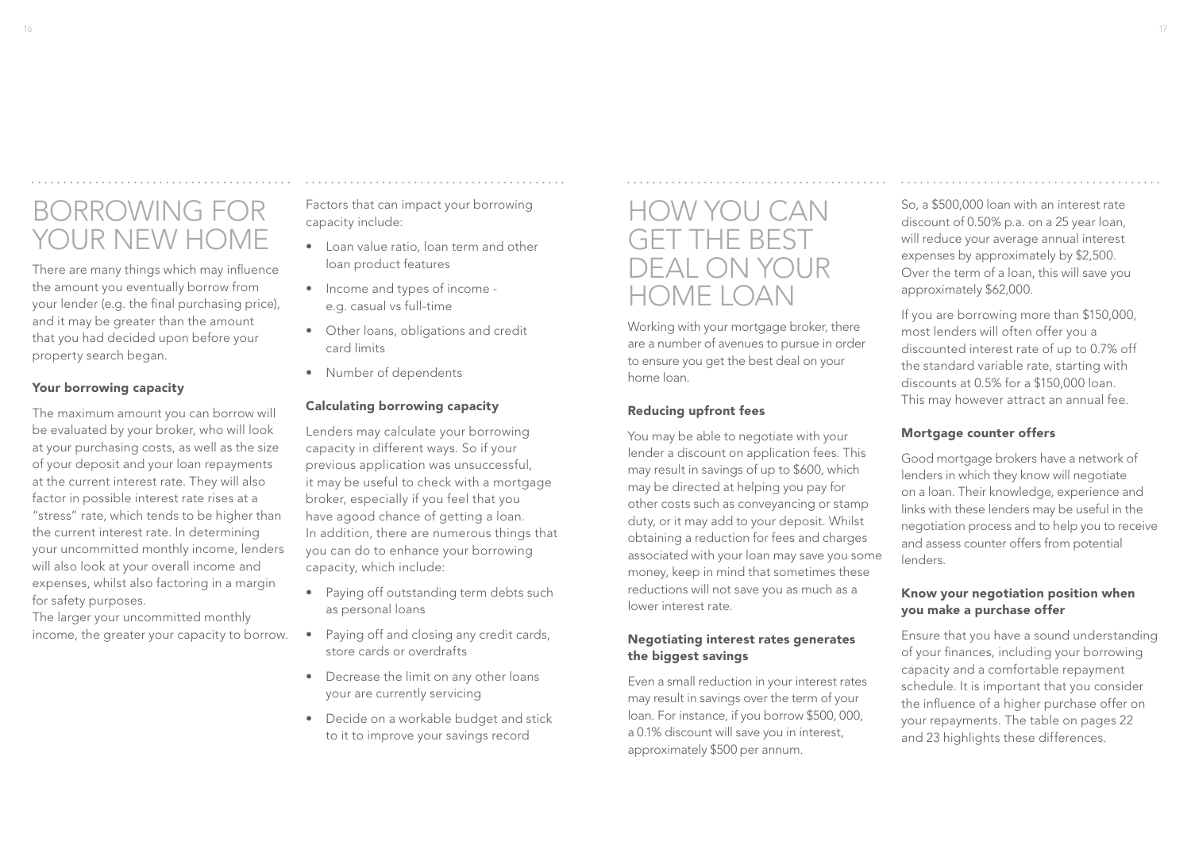# BORROWING FOR YOUR NEW HOME

There are many things which may influence the amount you eventually borrow from your lender (e.g. the final purchasing price), and it may be greater than the amount that you had decided upon before your property search began.

### Your borrowing capacity

The maximum amount you can borrow will be evaluated by your broker, who will look at your purchasing costs, as well as the size of your deposit and your loan repayments at the current interest rate. They will also factor in possible interest rate rises at a "stress" rate, which tends to be higher than the current interest rate. In determining your uncommitted monthly income, lenders will also look at your overall income and expenses, whilst also factoring in a margin for safety purposes.
The larger your uncommitted monthly income, the greater your capacity to borrow.

Factors that can impact your borrowing capacity include:

- Loan value ratio, loan term and other loan product features
- Income and types of income - e.g. casual vs full-time
- Other loans, obligations and credit card limits
- Number of dependents

### Calculating borrowing capacity

Lenders may calculate your borrowing capacity in different ways. So if your previous application was unsuccessful, it may be useful to check with a mortgage broker, especially if you feel that you have agood chance of getting a loan. In addition, there are numerous things that you can do to enhance your borrowing capacity, which include:

- Paying off outstanding term debts such as personal loans
- Paying off and closing any credit cards, store cards or overdrafts
- Decrease the limit on any other loans your are currently servicing
- Decide on a workable budget and stick to it to improve your savings record

# HOW YOU CAN GET THE BEST DEAL ON YOUR HOME LOAN

Working with your mortgage broker, there are a number of avenues to pursue in order to ensure you get the best deal on your home loan.

### Reducing upfront fees

You may be able to negotiate with your lender a discount on application fees. This may result in savings of up to $600, which may be directed at helping you pay for other costs such as conveyancing or stamp duty, or it may add to your deposit. Whilst obtaining a reduction for fees and charges associated with your loan may save you some money, keep in mind that sometimes these reductions will not save you as much as a lower interest rate.

### Negotiating interest rates generates the biggest savings

Even a small reduction in your interest rates may result in savings over the term of your loan. For instance, if you borrow $500, 000, a 0.1% discount will save you in interest, approximately $500 per annum.

So, a $500,000 loan with an interest rate discount of 0.50% p.a. on a 25 year loan, will reduce your average annual interest expenses by approximately by $2,500. Over the term of a loan, this will save you approximately $62,000.

If you are borrowing more than $150,000, most lenders will often offer you a discounted interest rate of up to 0.7% off the standard variable rate, starting with discounts at 0.5% for a $150,000 loan. This may however attract an annual fee.

### Mortgage counter offers

Good mortgage brokers have a network of lenders in which they know will negotiate on a loan. Their knowledge, experience and links with these lenders may be useful in the negotiation process and to help you to receive and assess counter offers from potential lenders.

### Know your negotiation position when you make a purchase offer

Ensure that you have a sound understanding of your finances, including your borrowing capacity and a comfortable repayment schedule. It is important that you consider the influence of a higher purchase offer on your repayments. The table on pages 22 and 23 highlights these differences.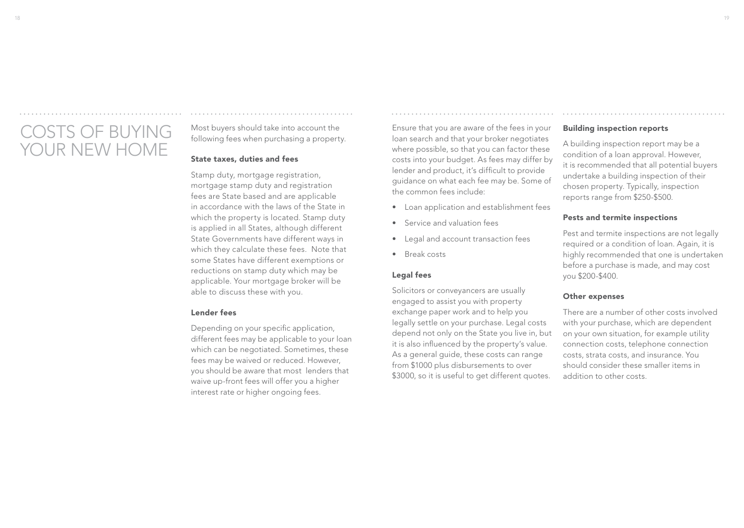# COSTS OF BUYING YOUR NEW HOME

Most buyers should take into account the following fees when purchasing a property.

### State taxes, duties and fees

Stamp duty, mortgage registration, mortgage stamp duty and registration fees are State based and are applicable in accordance with the laws of the State in which the property is located. Stamp duty is applied in all States, although different State Governments have different ways in which they calculate these fees. Note that some States have different exemptions or reductions on stamp duty which may be applicable. Your mortgage broker will be able to discuss these with you.

### Lender fees

Depending on your specific application, different fees may be applicable to your loan which can be negotiated. Sometimes, these fees may be waived or reduced. However, you should be aware that most lenders that waive up-front fees will offer you a higher interest rate or higher ongoing fees.

Ensure that you are aware of the fees in your loan search and that your broker negotiates where possible, so that you can factor these costs into your budget. As fees may differ by lender and product, it's difficult to provide guidance on what each fee may be. Some of the common fees include:

- Loan application and establishment fees
- Service and valuation fees
- Legal and account transaction fees
- Break costs

### Legal fees

Solicitors or conveyancers are usually engaged to assist you with property exchange paper work and to help you legally settle on your purchase. Legal costs depend not only on the State you live in, but it is also influenced by the property's value. As a general guide, these costs can range from $1000 plus disbursements to over $3000, so it is useful to get different quotes.

### Building inspection reports

A building inspection report may be a condition of a loan approval. However, it is recommended that all potential buyers undertake a building inspection of their chosen property. Typically, inspection reports range from $250-$500.

### Pests and termite inspections

Pest and termite inspections are not legally required or a condition of loan. Again, it is highly recommended that one is undertaken before a purchase is made, and may cost you $200-$400.

### Other expenses

There are a number of other costs involved with your purchase, which are dependent on your own situation, for example utility connection costs, telephone connection costs, strata costs, and insurance. You should consider these smaller items in addition to other costs.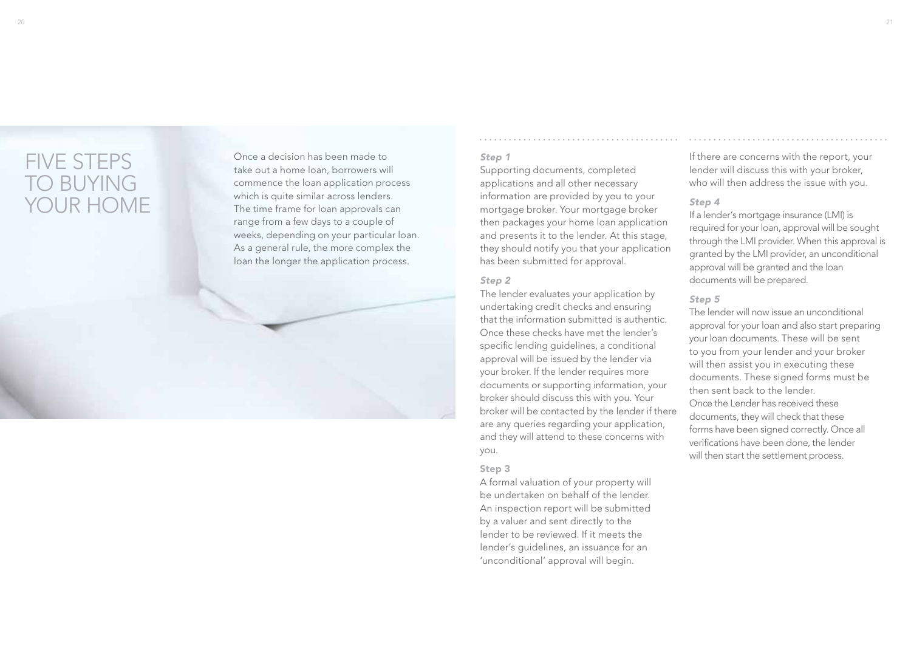# FIVE STEPS TO BUYING YOUR HOME

Once a decision has been made to take out a home loan, borrowers will commence the loan application process which is quite similar across lenders. The time frame for loan approvals can range from a few days to a couple of weeks, depending on your particular loan. As a general rule, the more complex the loan the longer the application process.

***Step 1***

Supporting documents, completed applications and all other necessary information are provided by you to your mortgage broker. Your mortgage broker then packages your home loan application and presents it to the lender. At this stage, they should notify you that your application has been submitted for approval.

***Step 2***

The lender evaluates your application by undertaking credit checks and ensuring that the information submitted is authentic. Once these checks have met the lender's specific lending guidelines, a conditional approval will be issued by the lender via your broker. If the lender requires more documents or supporting information, your broker should discuss this with you. Your broker will be contacted by the lender if there are any queries regarding your application, and they will attend to these concerns with you.

**Step 3**

A formal valuation of your property will be undertaken on behalf of the lender. An inspection report will be submitted by a valuer and sent directly to the lender to be reviewed. If it meets the lender's guidelines, an issuance for an 'unconditional' approval will begin.

If there are concerns with the report, your lender will discuss this with your broker, who will then address the issue with you.

***Step 4***

If a lender's mortgage insurance (LMI) is required for your loan, approval will be sought through the LMI provider. When this approval is granted by the LMI provider, an unconditional approval will be granted and the loan documents will be prepared.

***Step 5***

The lender will now issue an unconditional approval for your loan and also start preparing your loan documents. These will be sent to you from your lender and your broker will then assist you in executing these documents. These signed forms must be then sent back to the lender.

Once the Lender has received these documents, they will check that these forms have been signed correctly. Once all verifications have been done, the lender will then start the settlement process.